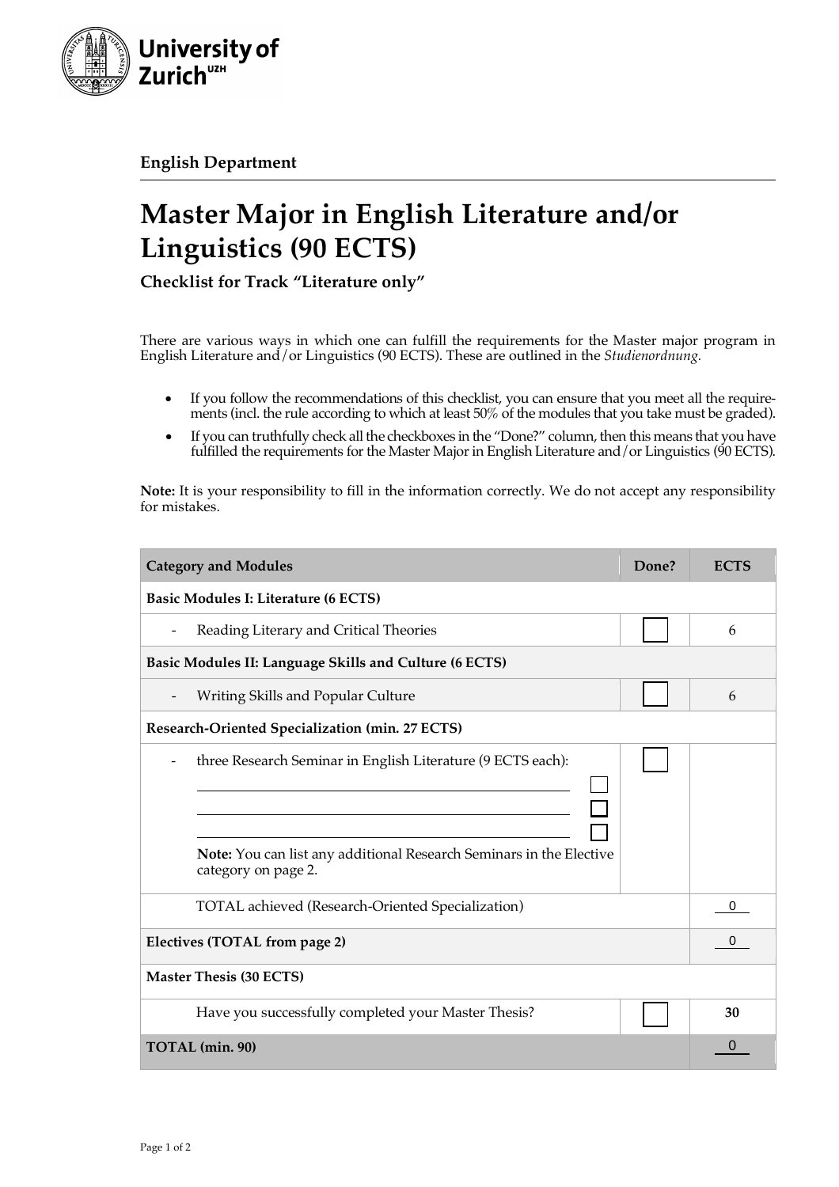**English Department**

# Master Major in English Literature and/or Linguistics (90 ECTS)

**Checklist for Track "Literature only"**

There are various ways in which one can fulfill the requirements for the Master major program in English Literature and/or Linguistics (90 ECTS). These are outlined in the *Studienordnung*.

- If you follow the recommendations of this checklist, you can ensure that you meet all the requirements (incl. the rule according to which at least 50% of the modules that you take must be graded).
- If you can truthfully check all the checkboxes in the "Done?" column, then this means that you have fulfilled the requirements for the Master Major in English Literature and/or Linguistics (90 ECTS).

**Note:** It is your responsibility to fill in the information correctly. We do not accept any responsibility for mistakes.

| Category and Modules | Done? | ECTS |
|---|---|---|
| **Basic Modules I: Literature (6 ECTS)** | | |
| - Reading Literary and Critical Theories | ☐ | 6 |
| **Basic Modules II: Language Skills and Culture (6 ECTS)** | | |
| - Writing Skills and Popular Culture | ☐ | 6 |
| **Research-Oriented Specialization (min. 27 ECTS)** | | |
| - three Research Seminar in English Literature (9 ECTS each):<br>____________ ☐<br>____________ ☐<br>____________ ☐<br>**Note:** You can list any additional Research Seminars in the Elective category on page 2. | ☐ | |
| TOTAL achieved (Research-Oriented Specialization) | | 0 |
| **Electives (TOTAL from page 2)** | | 0 |
| **Master Thesis (30 ECTS)** | | |
| Have you successfully completed your Master Thesis? | ☐ | **30** |
| **TOTAL (min. 90)** | | 0 |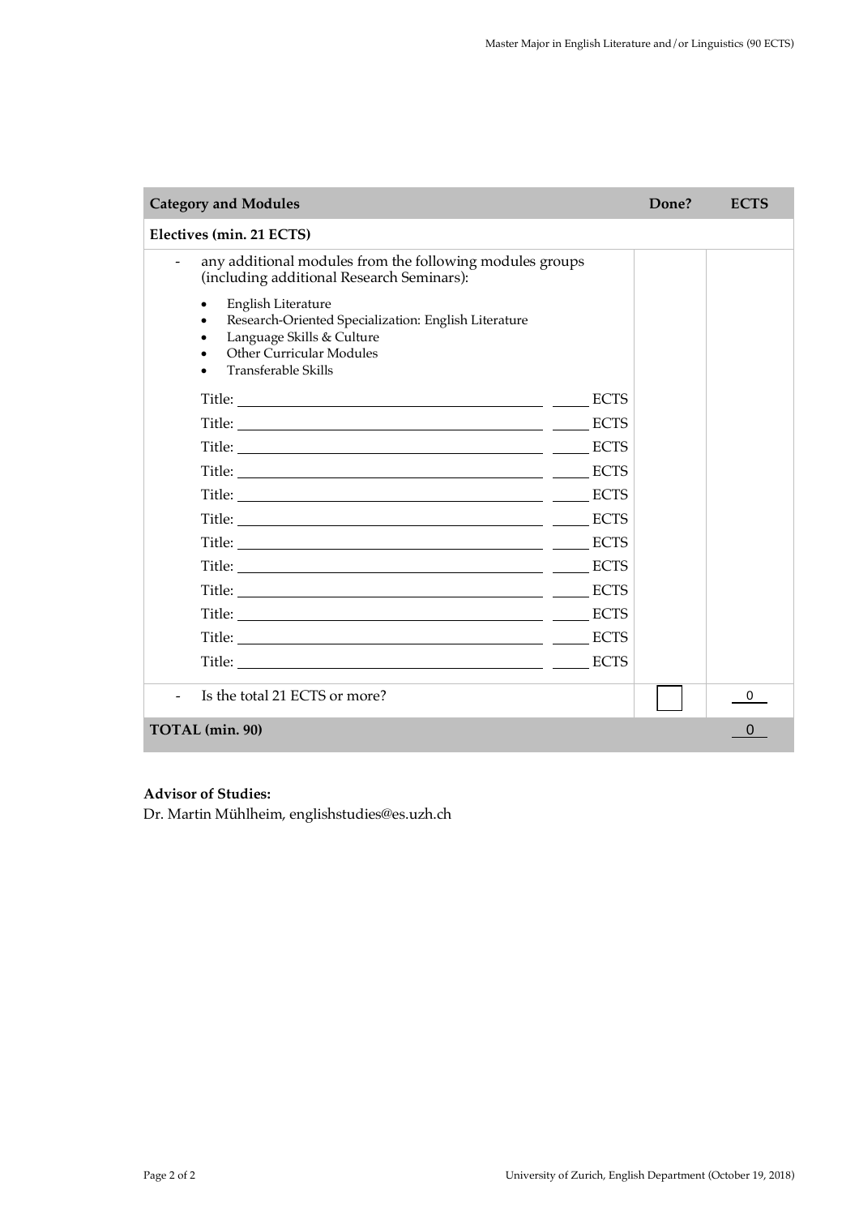| Category and Modules | Done? | ECTS |
|---|---|---|
| **Electives (min. 21 ECTS)** | | |
| - any additional modules from the following modules groups (including additional Research Seminars):<br>• English Literature<br>• Research-Oriented Specialization: English Literature<br>• Language Skills & Culture<br>• Other Curricular Modules<br>• Transferable Skills<br><br>Title: ______ ____ ECTS<br>Title: ______ ____ ECTS<br>Title: ______ ____ ECTS<br>Title: ______ ____ ECTS<br>Title: ______ ____ ECTS<br>Title: ______ ____ ECTS<br>Title: ______ ____ ECTS<br>Title: ______ ____ ECTS<br>Title: ______ ____ ECTS<br>Title: ______ ____ ECTS<br>Title: ______ ____ ECTS<br>Title: ______ ____ ECTS | | |
| - Is the total 21 ECTS or more? | ☐ | 0 |
| **TOTAL (min. 90)** | | 0 |

**Advisor of Studies:**
Dr. Martin Mühlheim, englishstudies@es.uzh.ch